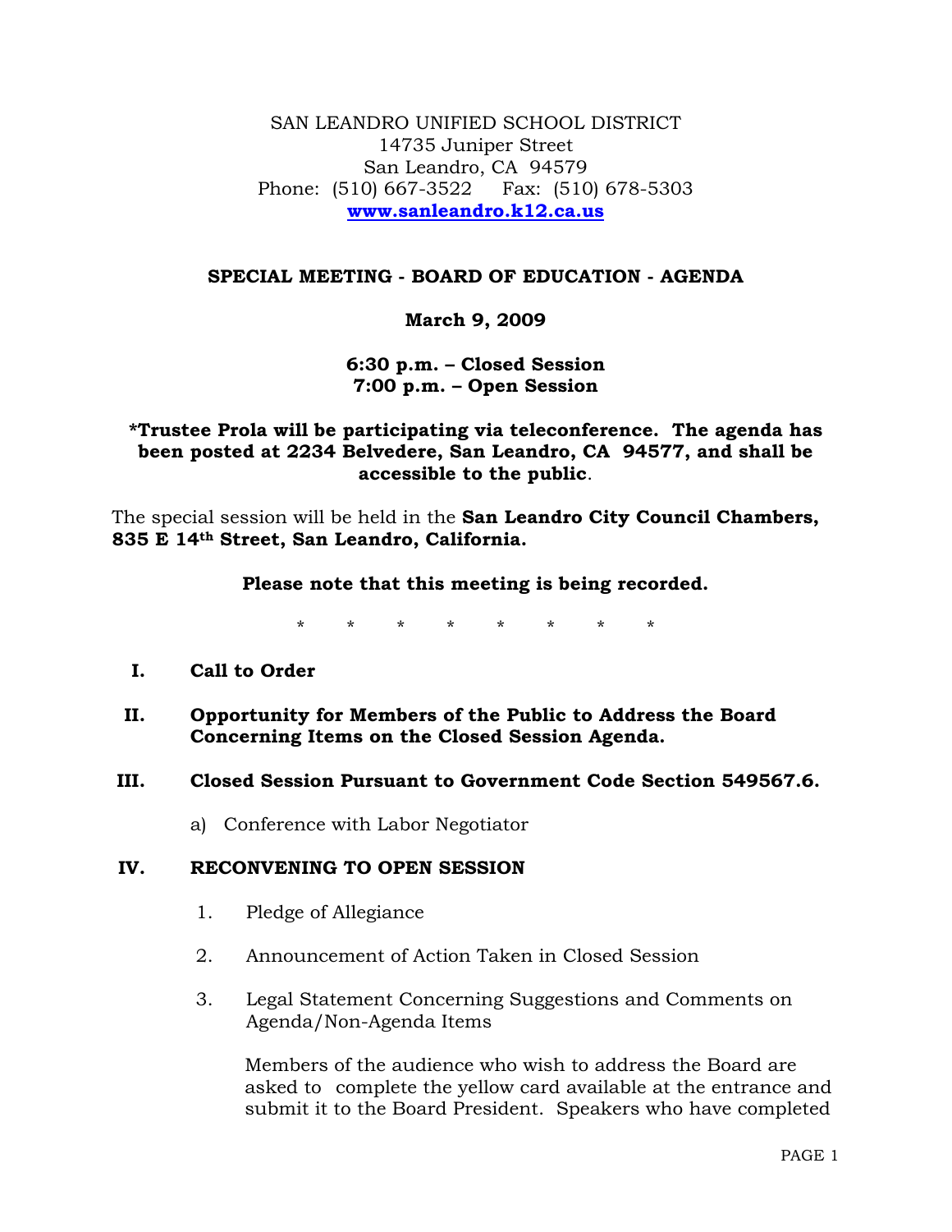SAN LEANDRO UNIFIED SCHOOL DISTRICT
14735 Juniper Street
San Leandro, CA 94579
Phone: (510) 667-3522 Fax: (510) 678-5303
**[www.sanleandro.k12.ca.us](http://www.sanleandro.k12.ca.us)**

## SPECIAL MEETING - BOARD OF EDUCATION - AGENDA

**March 9, 2009**

**6:30 p.m. – Closed Session**
**7:00 p.m. – Open Session**

**\*Trustee Prola will be participating via teleconference. The agenda has been posted at 2234 Belvedere, San Leandro, CA 94577, and shall be accessible to the public**.

The special session will be held in the **San Leandro City Council Chambers, 835 E 14th Street, San Leandro, California.**

**Please note that this meeting is being recorded.**

\* \* \* \* \* \* \* \*

**I. Call to Order**

**II. Opportunity for Members of the Public to Address the Board Concerning Items on the Closed Session Agenda.**

**III. Closed Session Pursuant to Government Code Section 549567.6.**

a) Conference with Labor Negotiator

**IV. RECONVENING TO OPEN SESSION**

1. Pledge of Allegiance
2. Announcement of Action Taken in Closed Session
3. Legal Statement Concerning Suggestions and Comments on Agenda/Non-Agenda Items

   Members of the audience who wish to address the Board are asked to complete the yellow card available at the entrance and submit it to the Board President. Speakers who have completed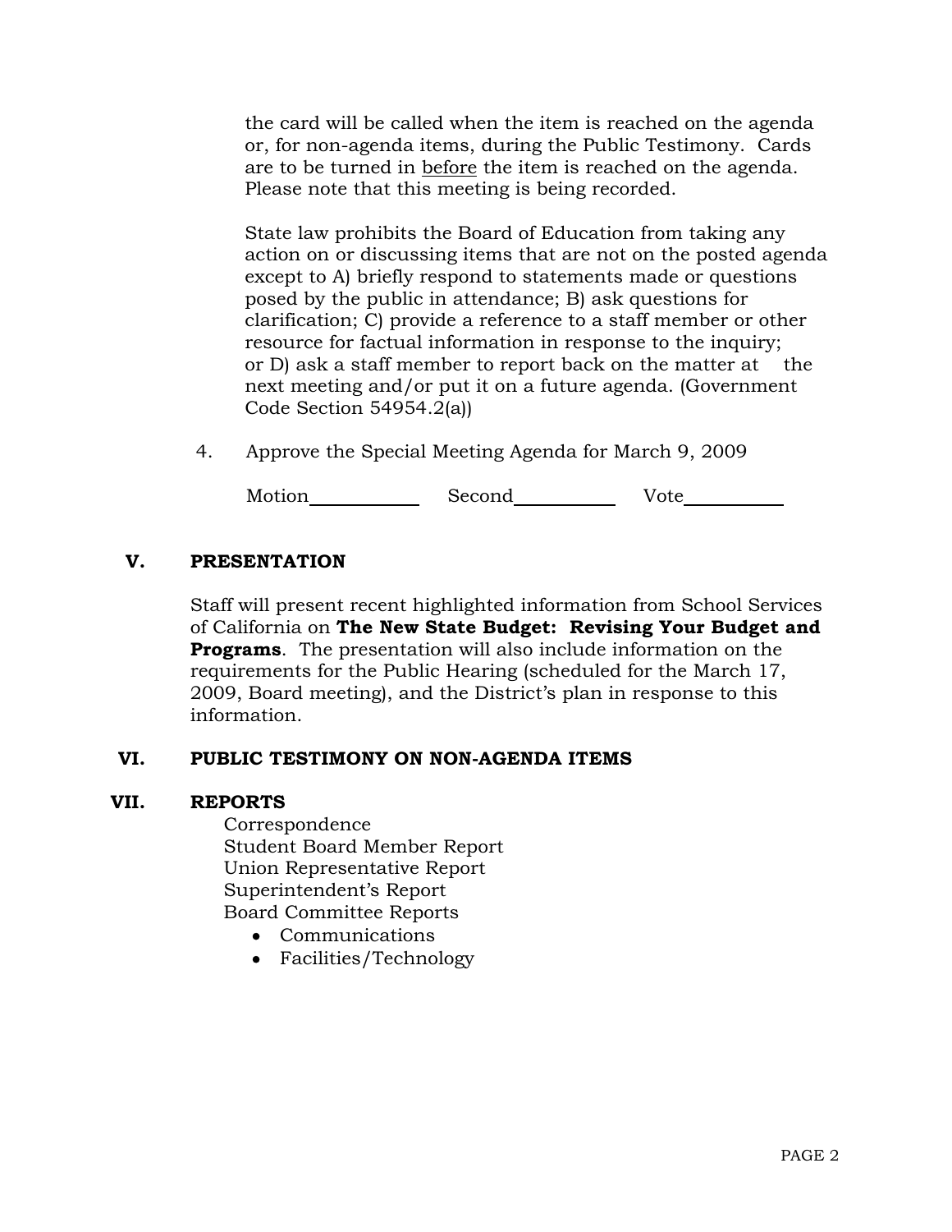the card will be called when the item is reached on the agenda or, for non-agenda items, during the Public Testimony. Cards are to be turned in before the item is reached on the agenda. Please note that this meeting is being recorded.

State law prohibits the Board of Education from taking any action on or discussing items that are not on the posted agenda except to A) briefly respond to statements made or questions posed by the public in attendance; B) ask questions for clarification; C) provide a reference to a staff member or other resource for factual information in response to the inquiry; or D) ask a staff member to report back on the matter at the next meeting and/or put it on a future agenda. (Government Code Section 54954.2(a))

4. Approve the Special Meeting Agenda for March 9, 2009

Motion__________ Second__________ Vote__________

## V. PRESENTATION

Staff will present recent highlighted information from School Services of California on **The New State Budget: Revising Your Budget and Programs**. The presentation will also include information on the requirements for the Public Hearing (scheduled for the March 17, 2009, Board meeting), and the District's plan in response to this information.

## VI. PUBLIC TESTIMONY ON NON-AGENDA ITEMS

## VII. REPORTS

Correspondence
Student Board Member Report
Union Representative Report
Superintendent's Report
Board Committee Reports

- Communications
- Facilities/Technology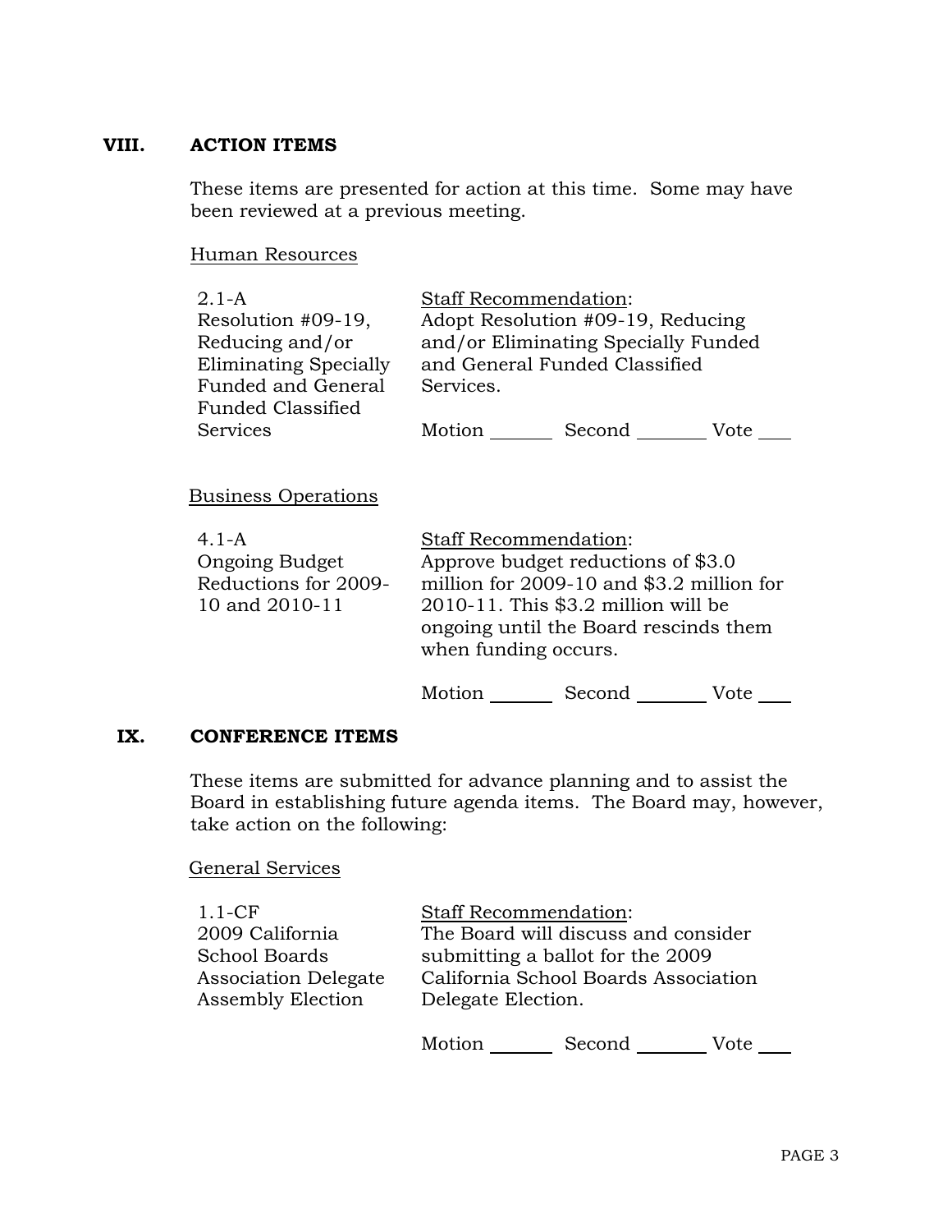## VIII. ACTION ITEMS

These items are presented for action at this time. Some may have been reviewed at a previous meeting.

Human Resources

| | |
|---|---|
| 2.1-A<br>Resolution #09-19, Reducing and/or Eliminating Specially Funded and General Funded Classified Services | Staff Recommendation:<br>Adopt Resolution #09-19, Reducing and/or Eliminating Specially Funded and General Funded Classified Services.<br><br>Motion _______ Second _______ Vote ___ |

Business Operations

| | |
|---|---|
| 4.1-A<br>Ongoing Budget Reductions for 2009-10 and 2010-11 | Staff Recommendation:<br>Approve budget reductions of $3.0 million for 2009-10 and $3.2 million for 2010-11. This $3.2 million will be ongoing until the Board rescinds them when funding occurs.<br><br>Motion _______ Second _______ Vote ___ |

## IX. CONFERENCE ITEMS

These items are submitted for advance planning and to assist the Board in establishing future agenda items. The Board may, however, take action on the following:

General Services

| | |
|---|---|
| 1.1-CF<br>2009 California School Boards Association Delegate Assembly Election | Staff Recommendation:<br>The Board will discuss and consider submitting a ballot for the 2009 California School Boards Association Delegate Election.<br><br>Motion _______ Second _______ Vote ___ |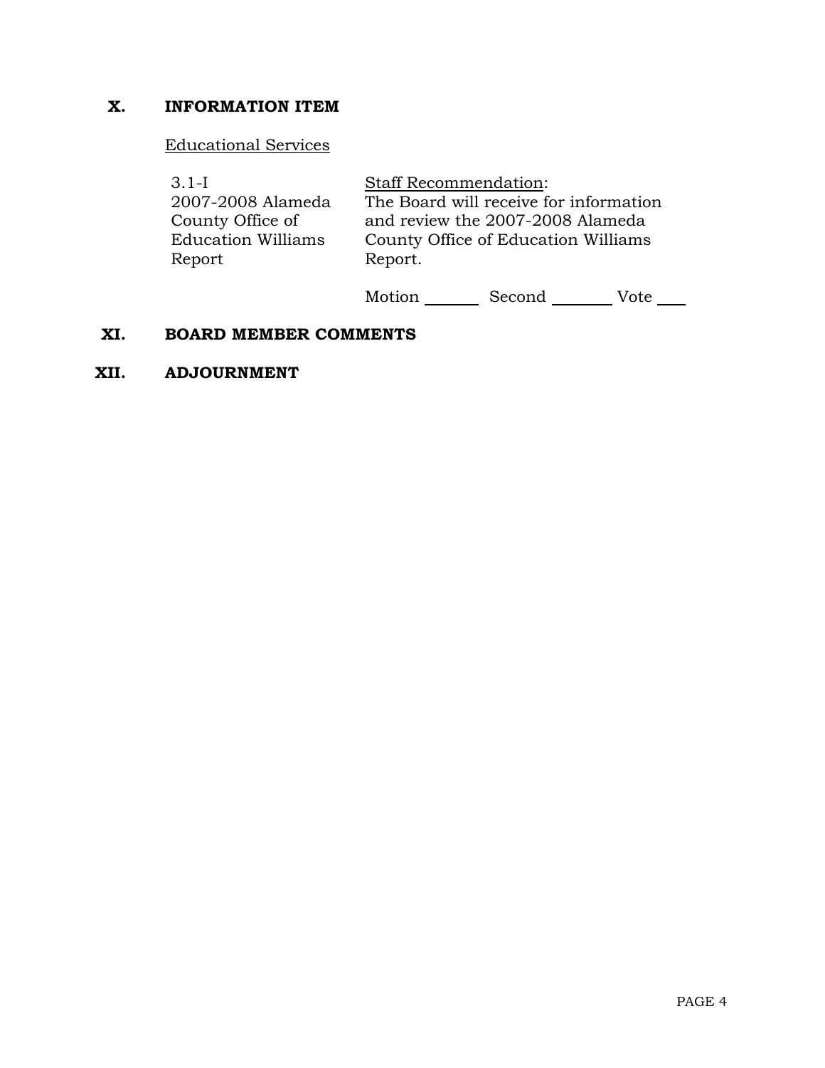## X. INFORMATION ITEM

Educational Services

| | |
|---|---|
| 3.1-I<br>2007-2008 Alameda County Office of Education Williams Report | Staff Recommendation:<br>The Board will receive for information and review the 2007-2008 Alameda County Office of Education Williams Report. |

Motion _______ Second _______ Vote ___

## XI. BOARD MEMBER COMMENTS

## XII. ADJOURNMENT